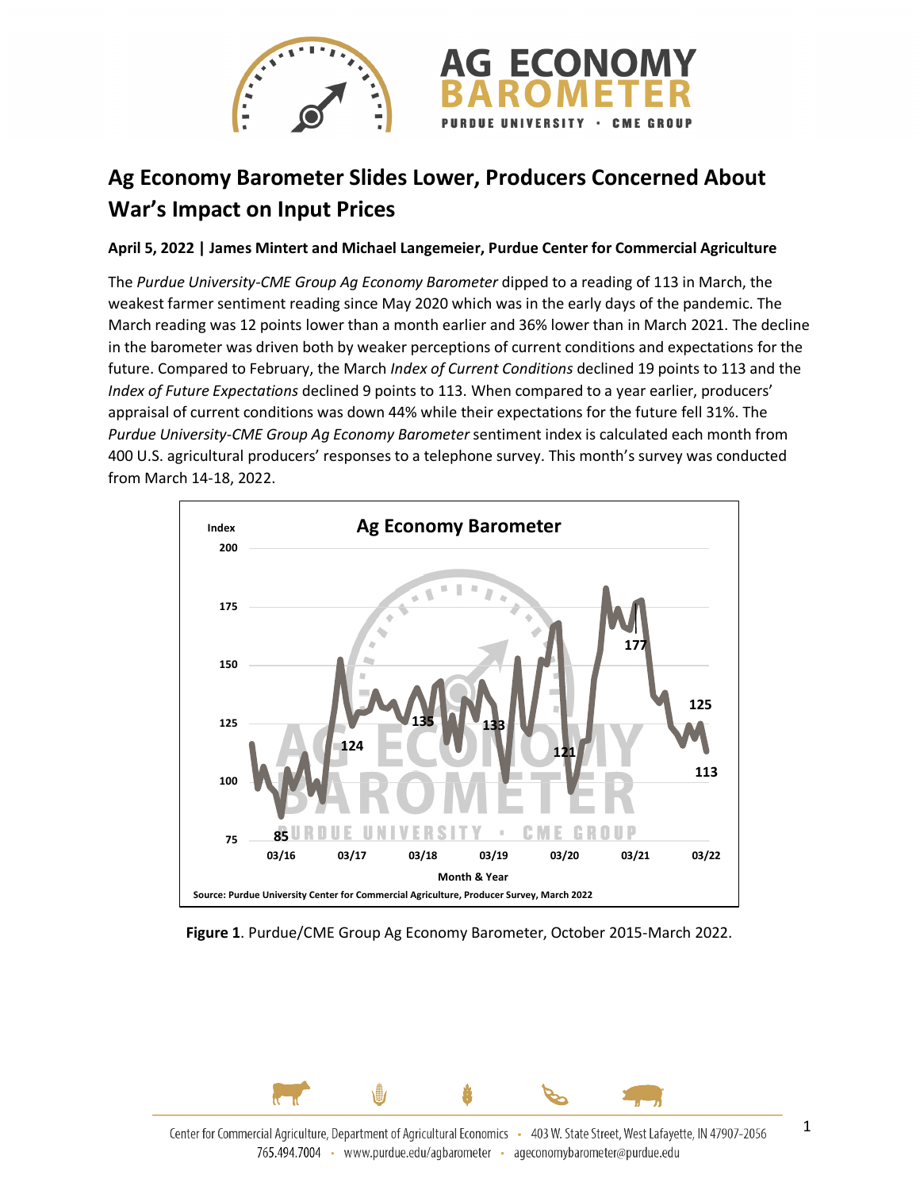# Ag Economy Barometer Slides Lower, Producers Concerned About War's Impact on Input Prices

**April 5, 2022 | James Mintert and Michael Langemeier, Purdue Center for Commercial Agriculture**

The *Purdue University-CME Group Ag Economy Barometer* dipped to a reading of 113 in March, the weakest farmer sentiment reading since May 2020 which was in the early days of the pandemic. The March reading was 12 points lower than a month earlier and 36% lower than in March 2021. The decline in the barometer was driven both by weaker perceptions of current conditions and expectations for the future. Compared to February, the March *Index of Current Conditions* declined 19 points to 113 and the *Index of Future Expectations* declined 9 points to 113. When compared to a year earlier, producers' appraisal of current conditions was down 44% while their expectations for the future fell 31%. The *Purdue University-CME Group Ag Economy Barometer* sentiment index is calculated each month from 400 U.S. agricultural producers' responses to a telephone survey. This month's survey was conducted from March 14-18, 2022.

**Figure 1**. Purdue/CME Group Ag Economy Barometer, October 2015-March 2022.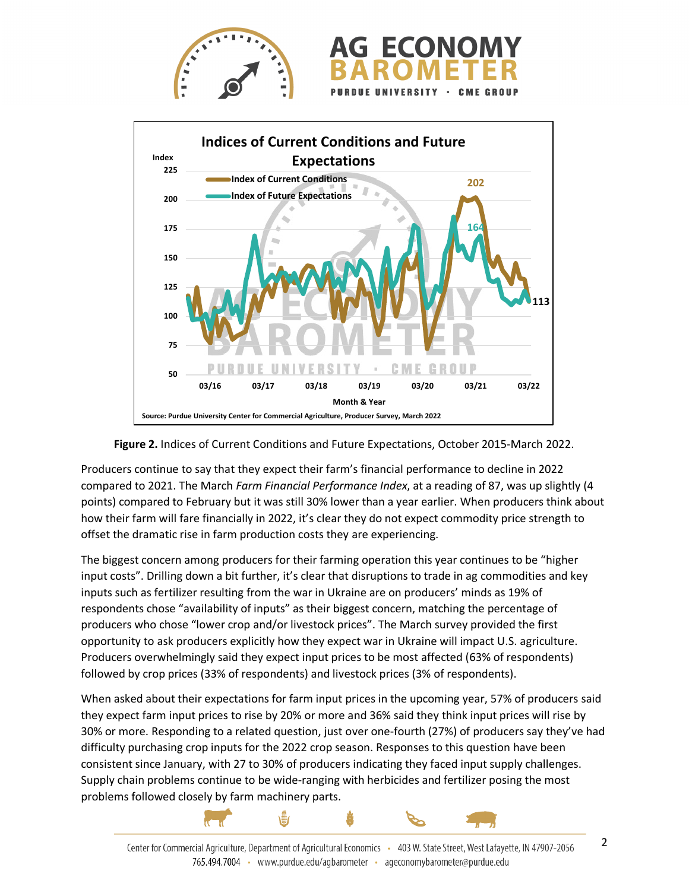**Figure 2.** Indices of Current Conditions and Future Expectations, October 2015-March 2022.

Producers continue to say that they expect their farm's financial performance to decline in 2022 compared to 2021. The March *Farm Financial Performance Index*, at a reading of 87, was up slightly (4 points) compared to February but it was still 30% lower than a year earlier. When producers think about how their farm will fare financially in 2022, it's clear they do not expect commodity price strength to offset the dramatic rise in farm production costs they are experiencing.

The biggest concern among producers for their farming operation this year continues to be "higher input costs". Drilling down a bit further, it's clear that disruptions to trade in ag commodities and key inputs such as fertilizer resulting from the war in Ukraine are on producers' minds as 19% of respondents chose "availability of inputs" as their biggest concern, matching the percentage of producers who chose "lower crop and/or livestock prices". The March survey provided the first opportunity to ask producers explicitly how they expect war in Ukraine will impact U.S. agriculture. Producers overwhelmingly said they expect input prices to be most affected (63% of respondents) followed by crop prices (33% of respondents) and livestock prices (3% of respondents).

When asked about their expectations for farm input prices in the upcoming year, 57% of producers said they expect farm input prices to rise by 20% or more and 36% said they think input prices will rise by 30% or more. Responding to a related question, just over one-fourth (27%) of producers say they've had difficulty purchasing crop inputs for the 2022 crop season. Responses to this question have been consistent since January, with 27 to 30% of producers indicating they faced input supply challenges. Supply chain problems continue to be wide-ranging with herbicides and fertilizer posing the most problems followed closely by farm machinery parts.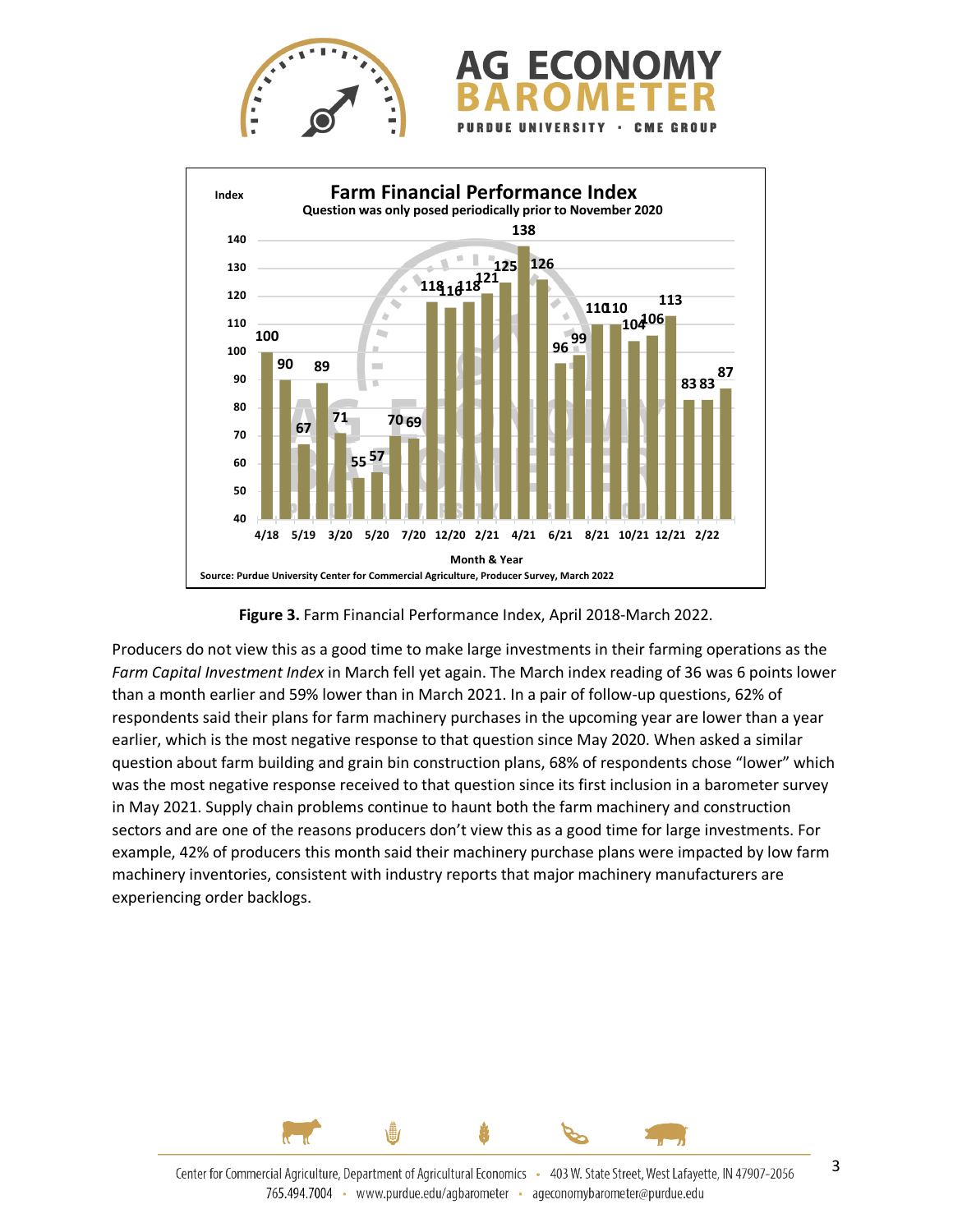**Figure 3.** Farm Financial Performance Index, April 2018-March 2022.

Producers do not view this as a good time to make large investments in their farming operations as the *Farm Capital Investment Index* in March fell yet again. The March index reading of 36 was 6 points lower than a month earlier and 59% lower than in March 2021. In a pair of follow-up questions, 62% of respondents said their plans for farm machinery purchases in the upcoming year are lower than a year earlier, which is the most negative response to that question since May 2020. When asked a similar question about farm building and grain bin construction plans, 68% of respondents chose "lower" which was the most negative response received to that question since its first inclusion in a barometer survey in May 2021. Supply chain problems continue to haunt both the farm machinery and construction sectors and are one of the reasons producers don't view this as a good time for large investments. For example, 42% of producers this month said their machinery purchase plans were impacted by low farm machinery inventories, consistent with industry reports that major machinery manufacturers are experiencing order backlogs.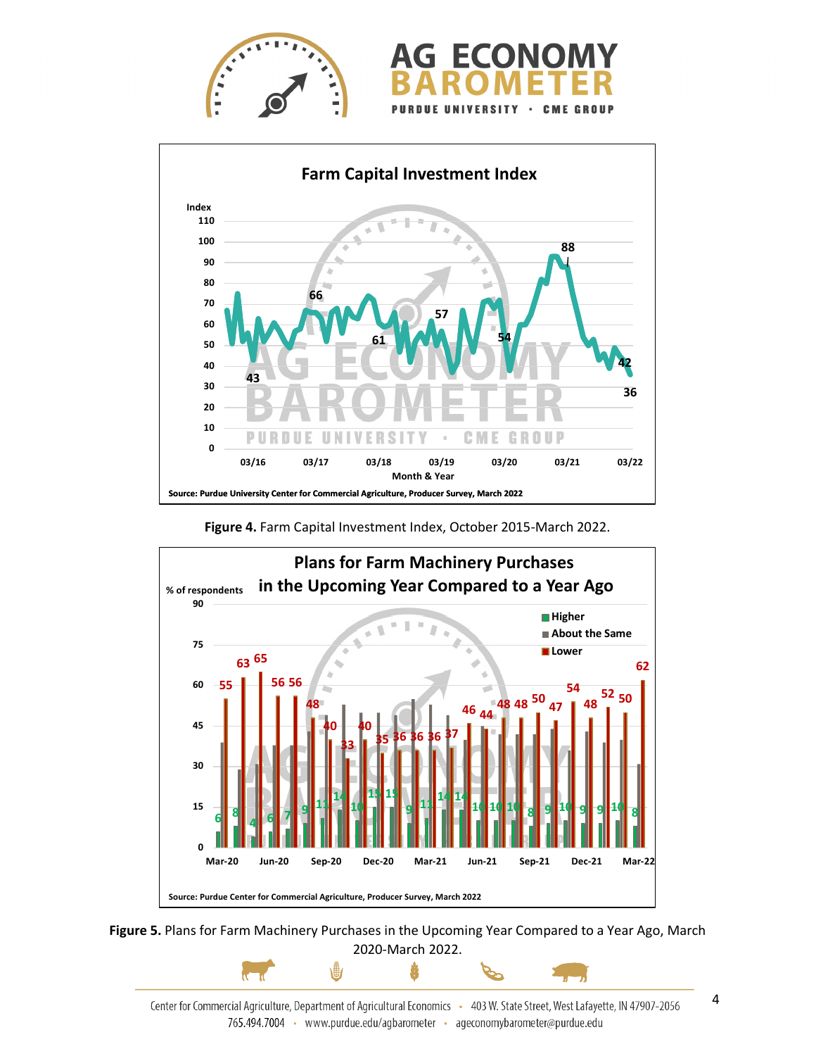**Figure 4.** Farm Capital Investment Index, October 2015-March 2022.

**Figure 5.** Plans for Farm Machinery Purchases in the Upcoming Year Compared to a Year Ago, March 2020-March 2022.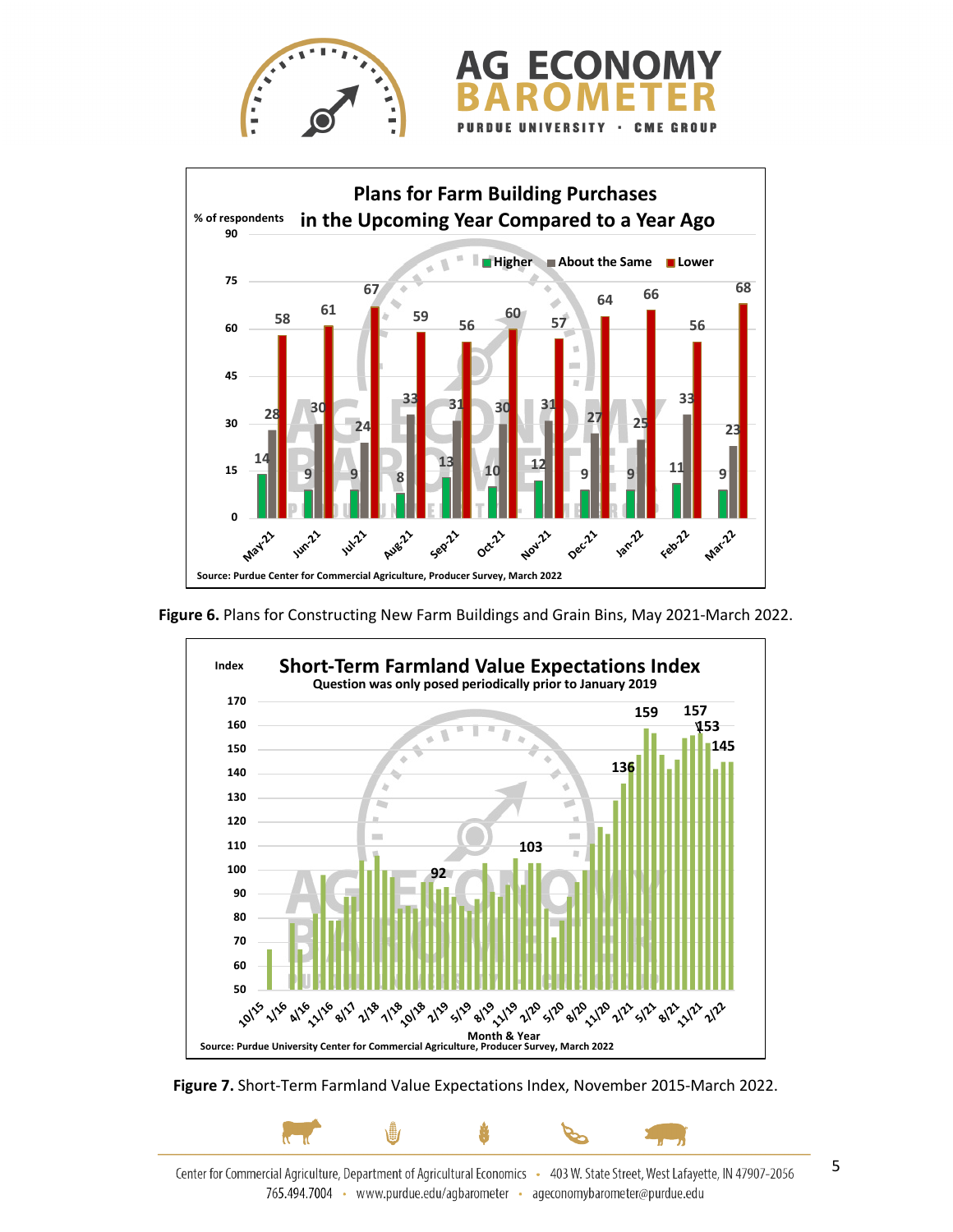**Plans for Farm Building Purchases in the Upcoming Year Compared to a Year Ago**

% of respondents

| Month | Higher | About the Same | Lower |
| --- | --- | --- | --- |
| May-21 | 14 | 28 | 58 |
| Jun-21 | 9 | 30 | 61 |
| Jul-21 | 9 | 24 | 67 |
| Aug-21 | 8 | 33 | 59 |
| Sep-21 | 13 | 31 | 56 |
| Oct-21 | 10 | 30 | 60 |
| Nov-21 | 12 | 31 | 57 |
| Dec-21 | 9 | 27 | 64 |
| Jan-22 | 9 | 25 | 66 |
| Feb-22 | 11 | 33 | 56 |
| Mar-22 | 9 | 23 | 68 |

Source: Purdue Center for Commercial Agriculture, Producer Survey, March 2022

**Figure 6.** Plans for Constructing New Farm Buildings and Grain Bins, May 2021-March 2022.

**Short-Term Farmland Value Expectations Index**

Question was only posed periodically prior to January 2019

Index; Month & Year (10/15 – 2/22). Labeled values: 92, 103, 136, 159, 157, 153, 145

Source: Purdue University Center for Commercial Agriculture, Producer Survey, March 2022

**Figure 7.** Short-Term Farmland Value Expectations Index, November 2015-March 2022.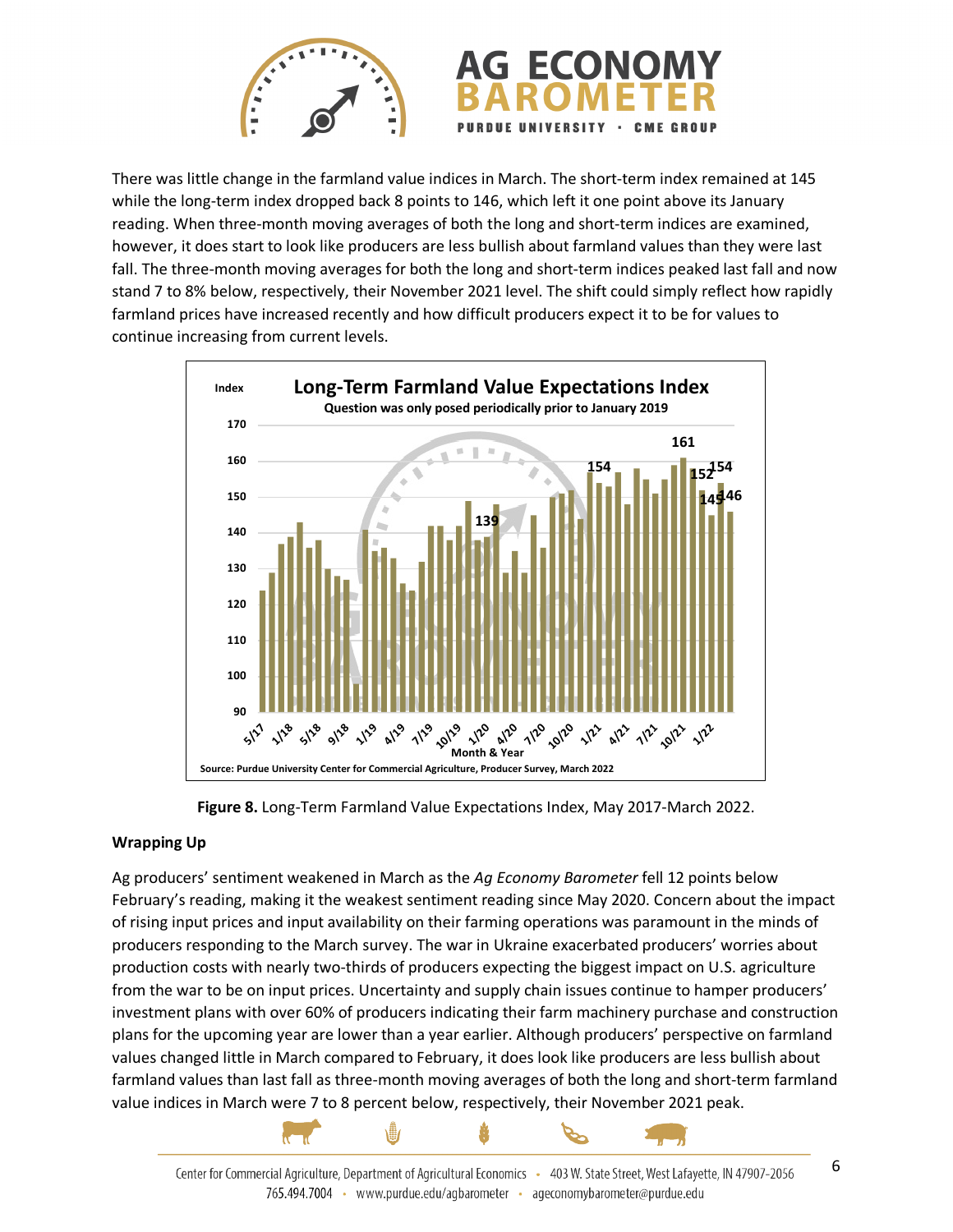There was little change in the farmland value indices in March. The short-term index remained at 145 while the long-term index dropped back 8 points to 146, which left it one point above its January reading. When three-month moving averages of both the long and short-term indices are examined, however, it does start to look like producers are less bullish about farmland values than they were last fall. The three-month moving averages for both the long and short-term indices peaked last fall and now stand 7 to 8% below, respectively, their November 2021 level. The shift could simply reflect how rapidly farmland prices have increased recently and how difficult producers expect it to be for values to continue increasing from current levels.

Long-Term Farmland Value Expectations Index

Question was only posed periodically prior to January 2019

Index

170
160
150
140
130
120
110
100
90

139
154
161
152
154
145
146

5/17 1/18 5/18 9/18 1/19 4/19 7/19 10/19 1/20 4/20 7/20 10/20 1/21 4/21 7/21 10/21 1/22

Month & Year

Source: Purdue University Center for Commercial Agriculture, Producer Survey, March 2022

**Figure 8.** Long-Term Farmland Value Expectations Index, May 2017-March 2022.

## Wrapping Up

Ag producers' sentiment weakened in March as the *Ag Economy Barometer* fell 12 points below February's reading, making it the weakest sentiment reading since May 2020. Concern about the impact of rising input prices and input availability on their farming operations was paramount in the minds of producers responding to the March survey. The war in Ukraine exacerbated producers' worries about production costs with nearly two-thirds of producers expecting the biggest impact on U.S. agriculture from the war to be on input prices. Uncertainty and supply chain issues continue to hamper producers' investment plans with over 60% of producers indicating their farm machinery purchase and construction plans for the upcoming year are lower than a year earlier. Although producers' perspective on farmland values changed little in March compared to February, it does look like producers are less bullish about farmland values than last fall as three-month moving averages of both the long and short-term farmland value indices in March were 7 to 8 percent below, respectively, their November 2021 peak.